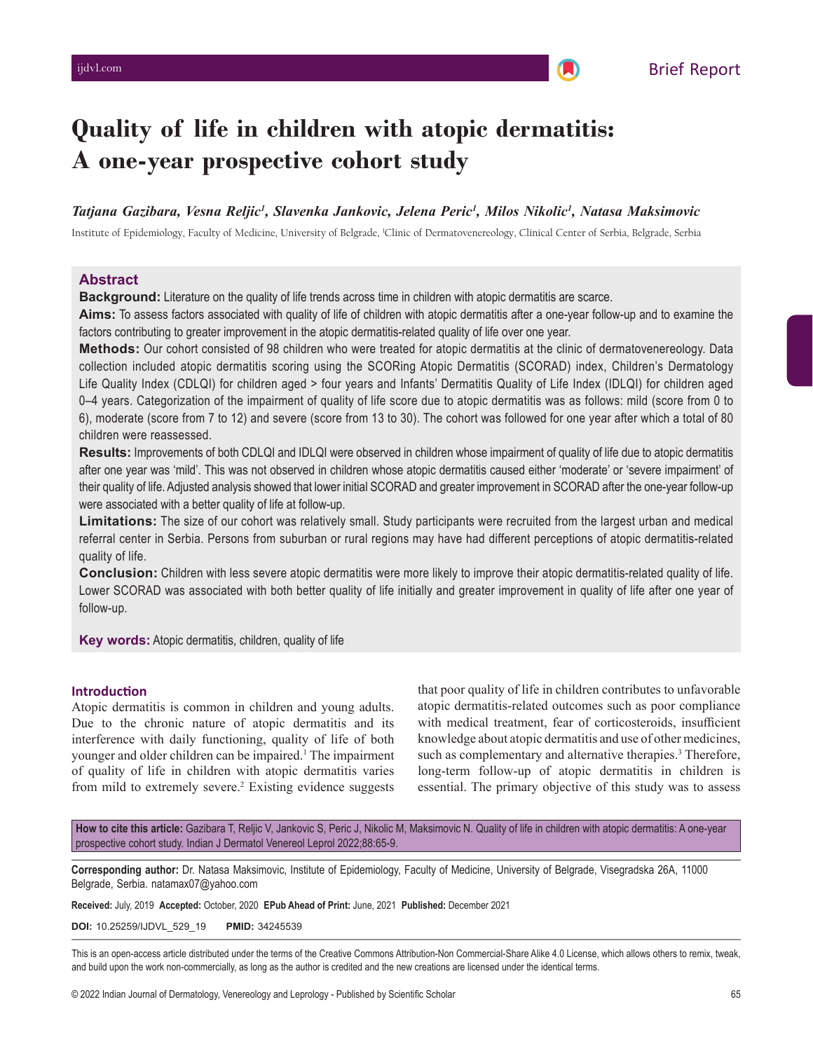Brief Report

# Quality of life in children with atopic dermatitis: A one-year prospective cohort study

*Tatjana Gazibara, Vesna Reljic[1], Slavenka Jankovic, Jelena Peric[1], Milos Nikolic[1], Natasa Maksimovic*

Institute of Epidemiology, Faculty of Medicine, University of Belgrade, [1]Clinic of Dermatovenereology, Clinical Center of Serbia, Belgrade, Serbia

## Abstract

**Background:** Literature on the quality of life trends across time in children with atopic dermatitis are scarce.

**Aims:** To assess factors associated with quality of life of children with atopic dermatitis after a one-year follow-up and to examine the factors contributing to greater improvement in the atopic dermatitis-related quality of life over one year.

**Methods:** Our cohort consisted of 98 children who were treated for atopic dermatitis at the clinic of dermatovenereology. Data collection included atopic dermatitis scoring using the SCORing Atopic Dermatitis (SCORAD) index, Children's Dermatology Life Quality Index (CDLQI) for children aged > four years and Infants' Dermatitis Quality of Life Index (IDLQI) for children aged 0–4 years. Categorization of the impairment of quality of life score due to atopic dermatitis was as follows: mild (score from 0 to 6), moderate (score from 7 to 12) and severe (score from 13 to 30). The cohort was followed for one year after which a total of 80 children were reassessed.

**Results:** Improvements of both CDLQI and IDLQI were observed in children whose impairment of quality of life due to atopic dermatitis after one year was 'mild'. This was not observed in children whose atopic dermatitis caused either 'moderate' or 'severe impairment' of their quality of life. Adjusted analysis showed that lower initial SCORAD and greater improvement in SCORAD after the one-year follow-up were associated with a better quality of life at follow-up.

**Limitations:** The size of our cohort was relatively small. Study participants were recruited from the largest urban and medical referral center in Serbia. Persons from suburban or rural regions may have had different perceptions of atopic dermatitis-related quality of life.

**Conclusion:** Children with less severe atopic dermatitis were more likely to improve their atopic dermatitis-related quality of life. Lower SCORAD was associated with both better quality of life initially and greater improvement in quality of life after one year of follow-up.

**Key words:** Atopic dermatitis, children, quality of life

## Introduction

Atopic dermatitis is common in children and young adults. Due to the chronic nature of atopic dermatitis and its interference with daily functioning, quality of life of both younger and older children can be impaired.[1] The impairment of quality of life in children with atopic dermatitis varies from mild to extremely severe.[2] Existing evidence suggests that poor quality of life in children contributes to unfavorable atopic dermatitis-related outcomes such as poor compliance with medical treatment, fear of corticosteroids, insufficient knowledge about atopic dermatitis and use of other medicines, such as complementary and alternative therapies.[3] Therefore, long-term follow-up of atopic dermatitis in children is essential. The primary objective of this study was to assess

**How to cite this article:** Gazibara T, Reljic V, Jankovic S, Peric J, Nikolic M, Maksimovic N. Quality of life in children with atopic dermatitis: A one-year prospective cohort study. Indian J Dermatol Venereol Leprol 2022;88:65-9.

**Corresponding author:** Dr. Natasa Maksimovic, Institute of Epidemiology, Faculty of Medicine, University of Belgrade, Visegradska 26A, 11000 Belgrade, Serbia. natamax07@yahoo.com

**Received:** July, 2019 **Accepted:** October, 2020 **EPub Ahead of Print:** June, 2021 **Published:** December 2021

**DOI:** 10.25259/IJDVL_529_19 **PMID:** 34245539

This is an open-access article distributed under the terms of the Creative Commons Attribution-Non Commercial-Share Alike 4.0 License, which allows others to remix, tweak, and build upon the work non-commercially, as long as the author is credited and the new creations are licensed under the identical terms.

© 2022 Indian Journal of Dermatology, Venereology and Leprology - Published by Scientific Scholar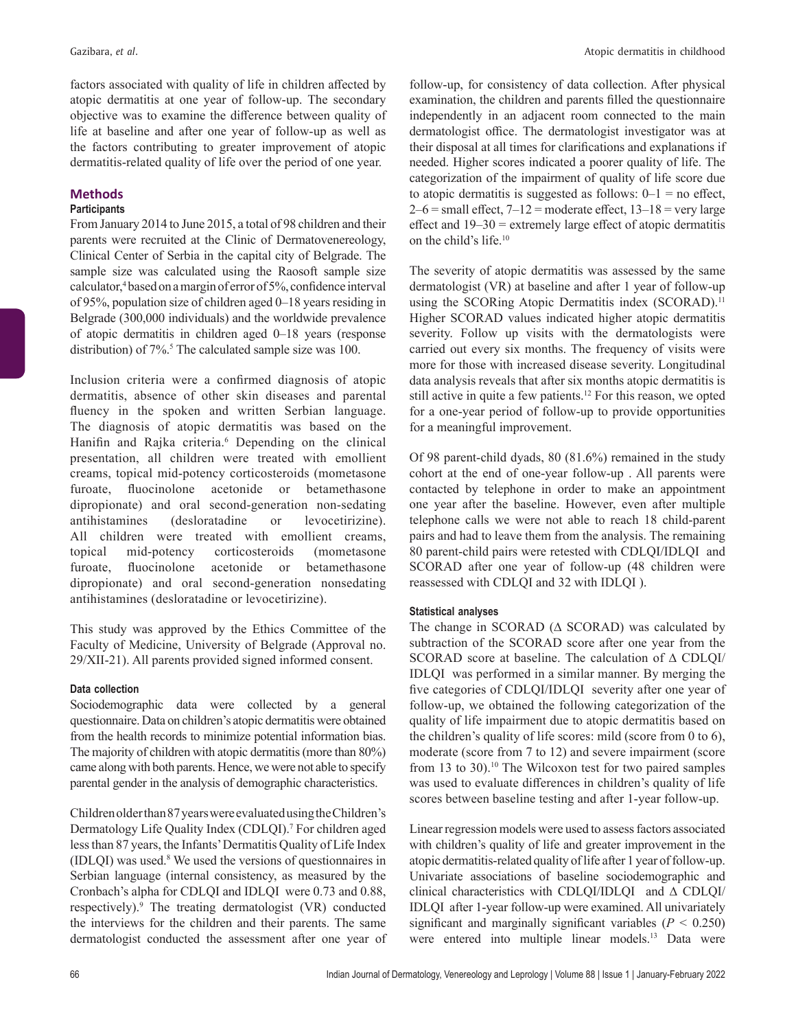factors associated with quality of life in children affected by atopic dermatitis at one year of follow-up. The secondary objective was to examine the difference between quality of life at baseline and after one year of follow-up as well as the factors contributing to greater improvement of atopic dermatitis-related quality of life over the period of one year.

## Methods

### Participants

From January 2014 to June 2015, a total of 98 children and their parents were recruited at the Clinic of Dermatovenereology, Clinical Center of Serbia in the capital city of Belgrade. The sample size was calculated using the Raosoft sample size calculator,[4] based on a margin of error of 5%, confidence interval of 95%, population size of children aged 0–18 years residing in Belgrade (300,000 individuals) and the worldwide prevalence of atopic dermatitis in children aged 0–18 years (response distribution) of 7%.[5] The calculated sample size was 100.

Inclusion criteria were a confirmed diagnosis of atopic dermatitis, absence of other skin diseases and parental fluency in the spoken and written Serbian language. The diagnosis of atopic dermatitis was based on the Hanifin and Rajka criteria.[6] Depending on the clinical presentation, all children were treated with emollient creams, topical mid-potency corticosteroids (mometasone furoate, fluocinolone acetonide or betamethasone dipropionate) and oral second-generation non-sedating antihistamines (desloratadine or levocetirizine). All children were treated with emollient creams, topical mid-potency corticosteroids (mometasone furoate, fluocinolone acetonide or betamethasone dipropionate) and oral second-generation nonsedating antihistamines (desloratadine or levocetirizine).

This study was approved by the Ethics Committee of the Faculty of Medicine, University of Belgrade (Approval no. 29/XII-21). All parents provided signed informed consent.

### Data collection

Sociodemographic data were collected by a general questionnaire. Data on children's atopic dermatitis were obtained from the health records to minimize potential information bias. The majority of children with atopic dermatitis (more than 80%) came along with both parents. Hence, we were not able to specify parental gender in the analysis of demographic characteristics.

Children older than 87 years were evaluated using the Children's Dermatology Life Quality Index (CDLQI).[7] For children aged less than 87 years, the Infants' Dermatitis Quality of Life Index (IDLQI) was used.[8] We used the versions of questionnaires in Serbian language (internal consistency, as measured by the Cronbach's alpha for CDLQI and IDLQI were 0.73 and 0.88, respectively).[9] The treating dermatologist (VR) conducted the interviews for the children and their parents. The same dermatologist conducted the assessment after one year of follow-up, for consistency of data collection. After physical examination, the children and parents filled the questionnaire independently in an adjacent room connected to the main dermatologist office. The dermatologist investigator was at their disposal at all times for clarifications and explanations if needed. Higher scores indicated a poorer quality of life. The categorization of the impairment of quality of life score due to atopic dermatitis is suggested as follows: 0–1 = no effect, 2–6 = small effect, 7–12 = moderate effect, 13–18 = very large effect and 19–30 = extremely large effect of atopic dermatitis on the child's life.[10]

The severity of atopic dermatitis was assessed by the same dermatologist (VR) at baseline and after 1 year of follow-up using the SCORing Atopic Dermatitis index (SCORAD).[11] Higher SCORAD values indicated higher atopic dermatitis severity. Follow up visits with the dermatologists were carried out every six months. The frequency of visits were more for those with increased disease severity. Longitudinal data analysis reveals that after six months atopic dermatitis is still active in quite a few patients.[12] For this reason, we opted for a one-year period of follow-up to provide opportunities for a meaningful improvement.

Of 98 parent-child dyads, 80 (81.6%) remained in the study cohort at the end of one-year follow-up . All parents were contacted by telephone in order to make an appointment one year after the baseline. However, even after multiple telephone calls we were not able to reach 18 child-parent pairs and had to leave them from the analysis. The remaining 80 parent-child pairs were retested with CDLQI/IDLQI and SCORAD after one year of follow-up (48 children were reassessed with CDLQI and 32 with IDLQI ).

### Statistical analyses

The change in SCORAD (Δ SCORAD) was calculated by subtraction of the SCORAD score after one year from the SCORAD score at baseline. The calculation of Δ CDLQI/IDLQI was performed in a similar manner. By merging the five categories of CDLQI/IDLQI severity after one year of follow-up, we obtained the following categorization of the quality of life impairment due to atopic dermatitis based on the children's quality of life scores: mild (score from 0 to 6), moderate (score from 7 to 12) and severe impairment (score from 13 to 30).[10] The Wilcoxon test for two paired samples was used to evaluate differences in children's quality of life scores between baseline testing and after 1-year follow-up.

Linear regression models were used to assess factors associated with children's quality of life and greater improvement in the atopic dermatitis-related quality of life after 1 year of follow-up. Univariate associations of baseline sociodemographic and clinical characteristics with CDLQI/IDLQI and Δ CDLQI/IDLQI after 1-year follow-up were examined. All univariately significant and marginally significant variables ($P < 0.250$) were entered into multiple linear models.[13] Data were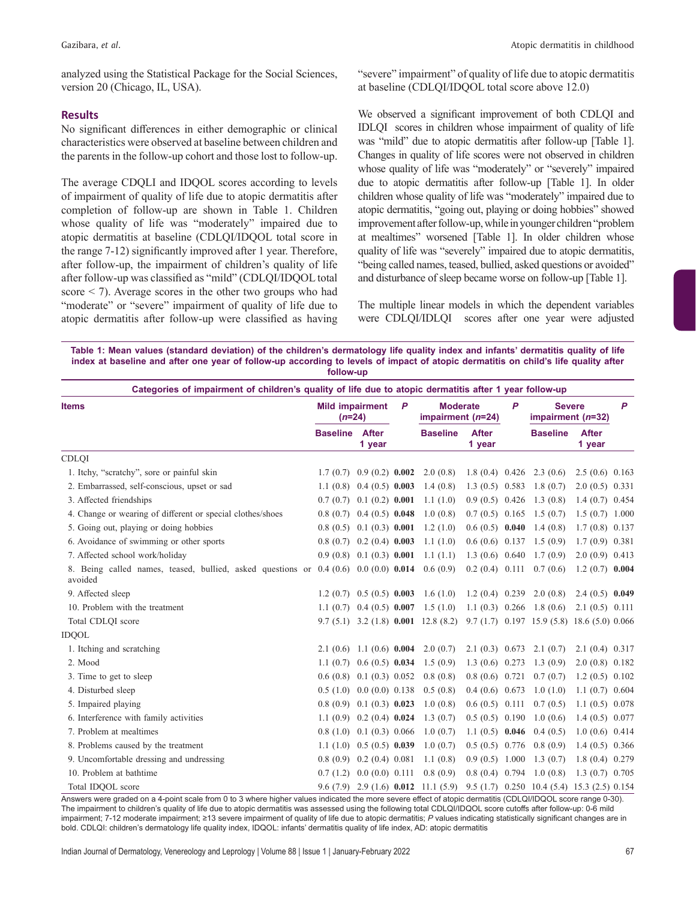analyzed using the Statistical Package for the Social Sciences, version 20 (Chicago, IL, USA).

## Results

No significant differences in either demographic or clinical characteristics were observed at baseline between children and the parents in the follow-up cohort and those lost to follow-up.

The average CDQLI and IDQOL scores according to levels of impairment of quality of life due to atopic dermatitis after completion of follow-up are shown in Table 1. Children whose quality of life was "moderately" impaired due to atopic dermatitis at baseline (CDLQI/IDQOL total score in the range 7-12) significantly improved after 1 year. Therefore, after follow-up, the impairment of children's quality of life after follow-up was classified as "mild" (CDLQI/IDQOL total score < 7). Average scores in the other two groups who had "moderate" or "severe" impairment of quality of life due to atopic dermatitis after follow-up were classified as having "severe" impairment" of quality of life due to atopic dermatitis at baseline (CDLQI/IDQOL total score above 12.0)

We observed a significant improvement of both CDLQI and IDLQI scores in children whose impairment of quality of life was "mild" due to atopic dermatitis after follow-up [Table 1]. Changes in quality of life scores were not observed in children whose quality of life was "moderately" or "severely" impaired due to atopic dermatitis after follow-up [Table 1]. In older children whose quality of life was "moderately" impaired due to atopic dermatitis, "going out, playing or doing hobbies" showed improvement after follow-up, while in younger children "problem at mealtimes" worsened [Table 1]. In older children whose quality of life was "severely" impaired due to atopic dermatitis, "being called names, teased, bullied, asked questions or avoided" and disturbance of sleep became worse on follow-up [Table 1].

The multiple linear models in which the dependent variables were CDLQI/IDLQI scores after one year were adjusted

**Table 1: Mean values (standard deviation) of the children's dermatology life quality index and infants' dermatitis quality of life index at baseline and after one year of follow-up according to levels of impact of atopic dermatitis on child's life quality after follow-up**

| Items | Mild impairment (*n*=24) | | *P* | Moderate impairment (*n*=24) | | *P* | Severe impairment (*n*=32) | | *P* |
|---|---|---|---|---|---|---|---|---|---|
| | Baseline | After 1 year | | Baseline | After 1 year | | Baseline | After 1 year | |
| CDLQI | | | | | | | | | |
| 1. Itchy, "scratchy", sore or painful skin | 1.7 (0.7) | 0.9 (0.2) | **0.002** | 2.0 (0.8) | 1.8 (0.4) | 0.426 | 2.3 (0.6) | 2.5 (0.6) | 0.163 |
| 2. Embarrassed, self-conscious, upset or sad | 1.1 (0.8) | 0.4 (0.5) | **0.003** | 1.4 (0.8) | 1.3 (0.5) | 0.583 | 1.8 (0.7) | 2.0 (0.5) | 0.331 |
| 3. Affected friendships | 0.7 (0.7) | 0.1 (0.2) | **0.001** | 1.1 (1.0) | 0.9 (0.5) | 0.426 | 1.3 (0.8) | 1.4 (0.7) | 0.454 |
| 4. Change or wearing of different or special clothes/shoes | 0.8 (0.7) | 0.4 (0.5) | **0.048** | 1.0 (0.8) | 0.7 (0.5) | 0.165 | 1.5 (0.7) | 1.5 (0.7) | 1.000 |
| 5. Going out, playing or doing hobbies | 0.8 (0.5) | 0.1 (0.3) | **0.001** | 1.2 (1.0) | 0.6 (0.5) | **0.040** | 1.4 (0.8) | 1.7 (0.8) | 0.137 |
| 6. Avoidance of swimming or other sports | 0.8 (0.7) | 0.2 (0.4) | **0.003** | 1.1 (1.0) | 0.6 (0.6) | 0.137 | 1.5 (0.9) | 1.7 (0.9) | 0.381 |
| 7. Affected school work/holiday | 0.9 (0.8) | 0.1 (0.3) | **0.001** | 1.1 (1.1) | 1.3 (0.6) | 0.640 | 1.7 (0.9) | 2.0 (0.9) | 0.413 |
| 8. Being called names, teased, bullied, asked questions or avoided | 0.4 (0.6) | 0.0 (0.0) | **0.014** | 0.6 (0.9) | 0.2 (0.4) | 0.111 | 0.7 (0.6) | 1.2 (0.7) | **0.004** |
| 9. Affected sleep | 1.2 (0.7) | 0.5 (0.5) | **0.003** | 1.6 (1.0) | 1.2 (0.4) | 0.239 | 2.0 (0.8) | 2.4 (0.5) | **0.049** |
| 10. Problem with the treatment | 1.1 (0.7) | 0.4 (0.5) | **0.007** | 1.5 (1.0) | 1.1 (0.3) | 0.266 | 1.8 (0.6) | 2.1 (0.5) | 0.111 |
| Total CDLQI score | 9.7 (5.1) | 3.2 (1.8) | **0.001** | 12.8 (8.2) | 9.7 (1.7) | 0.197 | 15.9 (5.8) | 18.6 (5.0) | 0.066 |
| IDQOL | | | | | | | | | |
| 1. Itching and scratching | 2.1 (0.6) | 1.1 (0.6) | **0.004** | 2.0 (0.7) | 2.1 (0.3) | 0.673 | 2.1 (0.7) | 2.1 (0.4) | 0.317 |
| 2. Mood | 1.1 (0.7) | 0.6 (0.5) | **0.034** | 1.5 (0.9) | 1.3 (0.6) | 0.273 | 1.3 (0.9) | 2.0 (0.8) | 0.182 |
| 3. Time to get to sleep | 0.6 (0.8) | 0.1 (0.3) | 0.052 | 0.8 (0.8) | 0.8 (0.6) | 0.721 | 0.7 (0.7) | 1.2 (0.5) | 0.102 |
| 4. Disturbed sleep | 0.5 (1.0) | 0.0 (0.0) | 0.138 | 0.5 (0.8) | 0.4 (0.6) | 0.673 | 1.0 (1.0) | 1.1 (0.7) | 0.604 |
| 5. Impaired playing | 0.8 (0.9) | 0.1 (0.3) | **0.023** | 1.0 (0.8) | 0.6 (0.5) | 0.111 | 0.7 (0.5) | 1.1 (0.5) | 0.078 |
| 6. Interference with family activities | 1.1 (0.9) | 0.2 (0.4) | **0.024** | 1.3 (0.7) | 0.5 (0.5) | 0.190 | 1.0 (0.6) | 1.4 (0.5) | 0.077 |
| 7. Problem at mealtimes | 0.8 (1.0) | 0.1 (0.3) | 0.066 | 1.0 (0.7) | 1.1 (0.5) | **0.046** | 0.4 (0.5) | 1.0 (0.6) | 0.414 |
| 8. Problems caused by the treatment | 1.1 (1.0) | 0.5 (0.5) | **0.039** | 1.0 (0.7) | 0.5 (0.5) | 0.776 | 0.8 (0.9) | 1.4 (0.5) | 0.366 |
| 9. Uncomfortable dressing and undressing | 0.8 (0.9) | 0.2 (0.4) | 0.081 | 1.1 (0.8) | 0.9 (0.5) | 1.000 | 1.3 (0.7) | 1.8 (0.4) | 0.279 |
| 10. Problem at bathtime | 0.7 (1.2) | 0.0 (0.0) | 0.111 | 0.8 (0.9) | 0.8 (0.4) | 0.794 | 1.0 (0.8) | 1.3 (0.7) | 0.705 |
| Total IDQOL score | 9.6 (7.9) | 2.9 (1.6) | **0.012** | 11.1 (5.9) | 9.5 (1.7) | 0.250 | 10.4 (5.4) | 15.3 (2.5) | 0.154 |

Answers were graded on a 4-point scale from 0 to 3 where higher values indicated the more severe effect of atopic dermatitis (CDLQI/IDQOL score range 0-30). The impairment to children's quality of life due to atopic dermatitis was assessed using the following total CDLQI/IDQOL score cutoffs after follow-up: 0-6 mild impairment; 7-12 moderate impairment; ≥13 severe impairment of quality of life due to atopic dermatitis; *P* values indicating statistically significant changes are in bold. CDLQI: children's dermatology life quality index, IDQOL: infants' dermatitis quality of life index, AD: atopic dermatitis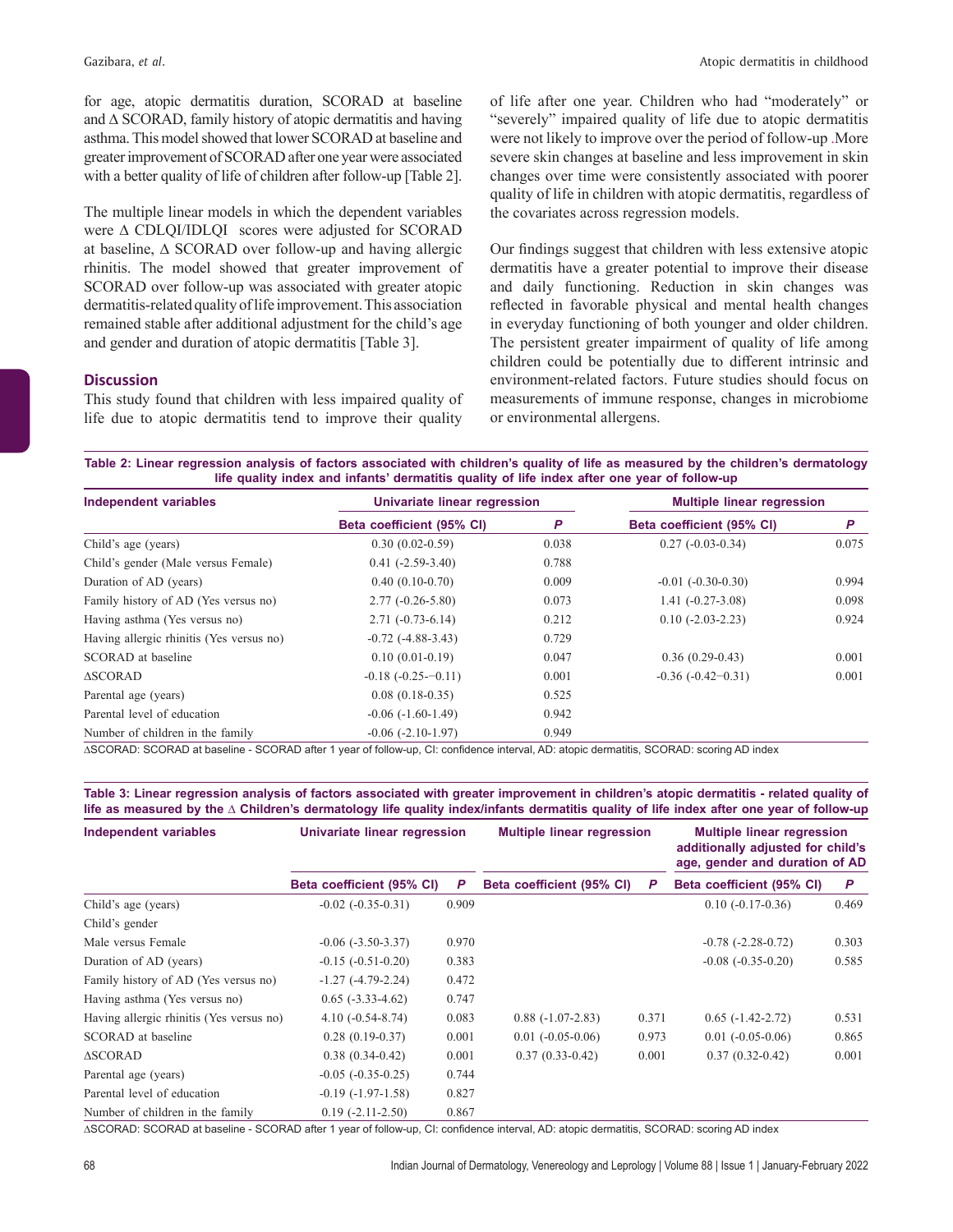for age, atopic dermatitis duration, SCORAD at baseline and Δ SCORAD, family history of atopic dermatitis and having asthma. This model showed that lower SCORAD at baseline and greater improvement of SCORAD after one year were associated with a better quality of life of children after follow-up [Table 2].

The multiple linear models in which the dependent variables were Δ CDLQI/IDLQI scores were adjusted for SCORAD at baseline, Δ SCORAD over follow-up and having allergic rhinitis. The model showed that greater improvement of SCORAD over follow-up was associated with greater atopic dermatitis-related quality of life improvement. This association remained stable after additional adjustment for the child's age and gender and duration of atopic dermatitis [Table 3].

## Discussion

This study found that children with less impaired quality of life due to atopic dermatitis tend to improve their quality of life after one year. Children who had "moderately" or "severely" impaired quality of life due to atopic dermatitis were not likely to improve over the period of follow-up .More severe skin changes at baseline and less improvement in skin changes over time were consistently associated with poorer quality of life in children with atopic dermatitis, regardless of the covariates across regression models.

Our findings suggest that children with less extensive atopic dermatitis have a greater potential to improve their disease and daily functioning. Reduction in skin changes was reflected in favorable physical and mental health changes in everyday functioning of both younger and older children. The persistent greater impairment of quality of life among children could be potentially due to different intrinsic and environment-related factors. Future studies should focus on measurements of immune response, changes in microbiome or environmental allergens.

**Table 2: Linear regression analysis of factors associated with children's quality of life as measured by the children's dermatology life quality index and infants' dermatitis quality of life index after one year of follow-up**

| Independent variables | Univariate linear regression | | Multiple linear regression | |
|---|---|---|---|---|
| | Beta coefficient (95% CI) | P | Beta coefficient (95% CI) | P |
| Child's age (years) | 0.30 (0.02-0.59) | 0.038 | 0.27 (-0.03-0.34) | 0.075 |
| Child's gender (Male versus Female) | 0.41 (-2.59-3.40) | 0.788 | | |
| Duration of AD (years) | 0.40 (0.10-0.70) | 0.009 | -0.01 (-0.30-0.30) | 0.994 |
| Family history of AD (Yes versus no) | 2.77 (-0.26-5.80) | 0.073 | 1.41 (-0.27-3.08) | 0.098 |
| Having asthma (Yes versus no) | 2.71 (-0.73-6.14) | 0.212 | 0.10 (-2.03-2.23) | 0.924 |
| Having allergic rhinitis (Yes versus no) | -0.72 (-4.88-3.43) | 0.729 | | |
| SCORAD at baseline | 0.10 (0.01-0.19) | 0.047 | 0.36 (0.29-0.43) | 0.001 |
| ΔSCORAD | -0.18 (-0.25–-0.11) | 0.001 | -0.36 (-0.42–0.31) | 0.001 |
| Parental age (years) | 0.08 (0.18-0.35) | 0.525 | | |
| Parental level of education | -0.06 (-1.60-1.49) | 0.942 | | |
| Number of children in the family | -0.06 (-2.10-1.97) | 0.949 | | |

ΔSCORAD: SCORAD at baseline - SCORAD after 1 year of follow-up, CI: confidence interval, AD: atopic dermatitis, SCORAD: scoring AD index

**Table 3: Linear regression analysis of factors associated with greater improvement in children's atopic dermatitis - related quality of life as measured by the Δ Children's dermatology life quality index/infants dermatitis quality of life index after one year of follow-up**

| Independent variables | Univariate linear regression | | Multiple linear regression | | Multiple linear regression additionally adjusted for child's age, gender and duration of AD | |
|---|---|---|---|---|---|---|
| | Beta coefficient (95% CI) | P | Beta coefficient (95% CI) | P | Beta coefficient (95% CI) | P |
| Child's age (years) | -0.02 (-0.35-0.31) | 0.909 | | | 0.10 (-0.17-0.36) | 0.469 |
| Child's gender | | | | | | |
| Male versus Female | -0.06 (-3.50-3.37) | 0.970 | | | -0.78 (-2.28-0.72) | 0.303 |
| Duration of AD (years) | -0.15 (-0.51-0.20) | 0.383 | | | -0.08 (-0.35-0.20) | 0.585 |
| Family history of AD (Yes versus no) | -1.27 (-4.79-2.24) | 0.472 | | | | |
| Having asthma (Yes versus no) | 0.65 (-3.33-4.62) | 0.747 | | | | |
| Having allergic rhinitis (Yes versus no) | 4.10 (-0.54-8.74) | 0.083 | 0.88 (-1.07-2.83) | 0.371 | 0.65 (-1.42-2.72) | 0.531 |
| SCORAD at baseline | 0.28 (0.19-0.37) | 0.001 | 0.01 (-0.05-0.06) | 0.973 | 0.01 (-0.05-0.06) | 0.865 |
| ΔSCORAD | 0.38 (0.34-0.42) | 0.001 | 0.37 (0.33-0.42) | 0.001 | 0.37 (0.32-0.42) | 0.001 |
| Parental age (years) | -0.05 (-0.35-0.25) | 0.744 | | | | |
| Parental level of education | -0.19 (-1.97-1.58) | 0.827 | | | | |
| Number of children in the family | 0.19 (-2.11-2.50) | 0.867 | | | | |

ΔSCORAD: SCORAD at baseline - SCORAD after 1 year of follow-up, CI: confidence interval, AD: atopic dermatitis, SCORAD: scoring AD index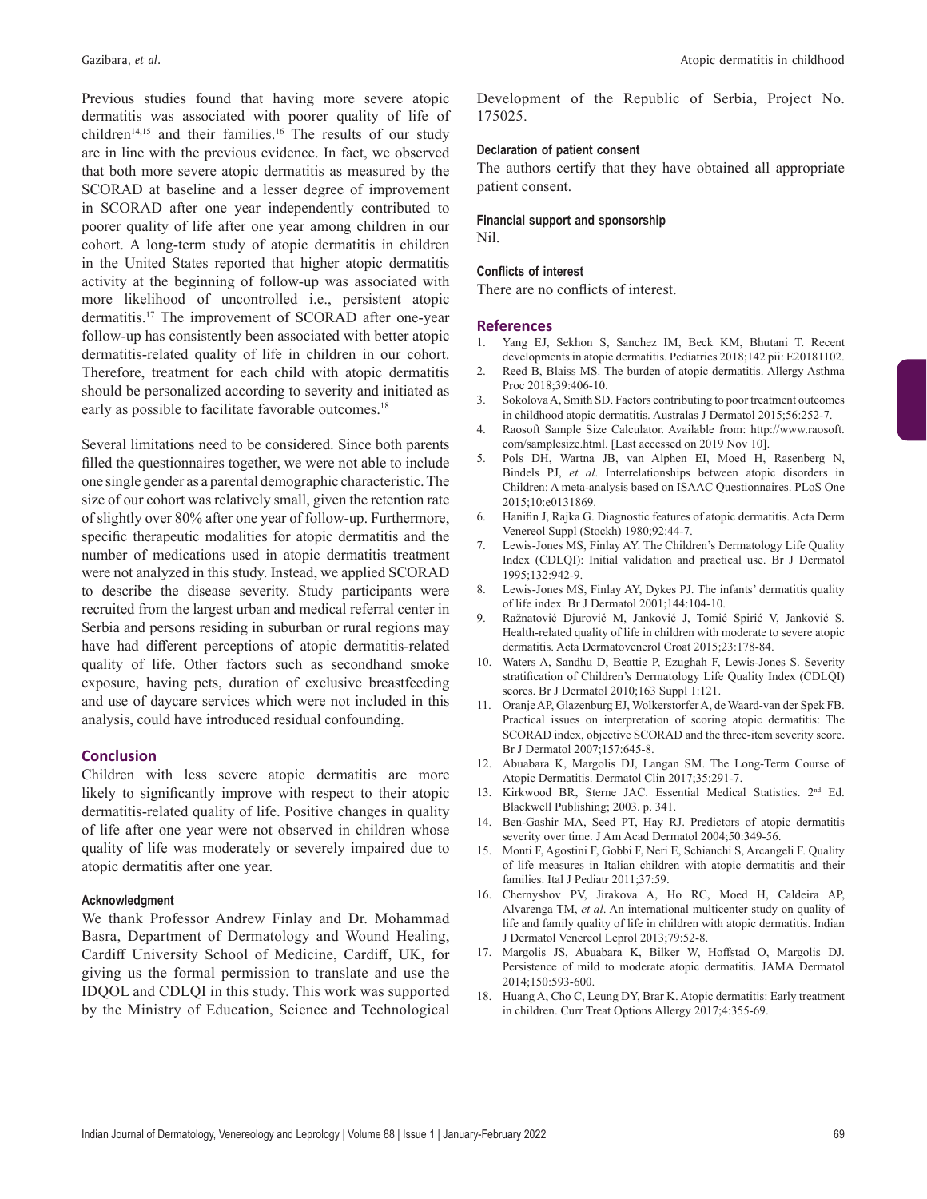Previous studies found that having more severe atopic dermatitis was associated with poorer quality of life of children[14,15] and their families.[16] The results of our study are in line with the previous evidence. In fact, we observed that both more severe atopic dermatitis as measured by the SCORAD at baseline and a lesser degree of improvement in SCORAD after one year independently contributed to poorer quality of life after one year among children in our cohort. A long-term study of atopic dermatitis in children in the United States reported that higher atopic dermatitis activity at the beginning of follow-up was associated with more likelihood of uncontrolled i.e., persistent atopic dermatitis.[17] The improvement of SCORAD after one-year follow-up has consistently been associated with better atopic dermatitis-related quality of life in children in our cohort. Therefore, treatment for each child with atopic dermatitis should be personalized according to severity and initiated as early as possible to facilitate favorable outcomes.[18]

Several limitations need to be considered. Since both parents filled the questionnaires together, we were not able to include one single gender as a parental demographic characteristic. The size of our cohort was relatively small, given the retention rate of slightly over 80% after one year of follow-up. Furthermore, specific therapeutic modalities for atopic dermatitis and the number of medications used in atopic dermatitis treatment were not analyzed in this study. Instead, we applied SCORAD to describe the disease severity. Study participants were recruited from the largest urban and medical referral center in Serbia and persons residing in suburban or rural regions may have had different perceptions of atopic dermatitis-related quality of life. Other factors such as secondhand smoke exposure, having pets, duration of exclusive breastfeeding and use of daycare services which were not included in this analysis, could have introduced residual confounding.

## Conclusion

Children with less severe atopic dermatitis are more likely to significantly improve with respect to their atopic dermatitis-related quality of life. Positive changes in quality of life after one year were not observed in children whose quality of life was moderately or severely impaired due to atopic dermatitis after one year.

#### Acknowledgment

We thank Professor Andrew Finlay and Dr. Mohammad Basra, Department of Dermatology and Wound Healing, Cardiff University School of Medicine, Cardiff, UK, for giving us the formal permission to translate and use the IDQOL and CDLQI in this study. This work was supported by the Ministry of Education, Science and Technological Development of the Republic of Serbia, Project No. 175025.

#### Declaration of patient consent

The authors certify that they have obtained all appropriate patient consent.

#### Financial support and sponsorship

Nil.

#### Conflicts of interest

There are no conflicts of interest.

## References

1. Yang EJ, Sekhon S, Sanchez IM, Beck KM, Bhutani T. Recent developments in atopic dermatitis. Pediatrics 2018;142 pii: E20181102.
2. Reed B, Blaiss MS. The burden of atopic dermatitis. Allergy Asthma Proc 2018;39:406-10.
3. Sokolova A, Smith SD. Factors contributing to poor treatment outcomes in childhood atopic dermatitis. Australas J Dermatol 2015;56:252-7.
4. Raosoft Sample Size Calculator. Available from: http://www.raosoft.com/samplesize.html. [Last accessed on 2019 Nov 10].
5. Pols DH, Wartna JB, van Alphen EI, Moed H, Rasenberg N, Bindels PJ, *et al*. Interrelationships between atopic disorders in Children: A meta-analysis based on ISAAC Questionnaires. PLoS One 2015;10:e0131869.
6. Hanifin J, Rajka G. Diagnostic features of atopic dermatitis. Acta Derm Venereol Suppl (Stockh) 1980;92:44-7.
7. Lewis-Jones MS, Finlay AY. The Children's Dermatology Life Quality Index (CDLQI): Initial validation and practical use. Br J Dermatol 1995;132:942-9.
8. Lewis-Jones MS, Finlay AY, Dykes PJ. The infants' dermatitis quality of life index. Br J Dermatol 2001;144:104-10.
9. Ražnatović Djurović M, Janković J, Tomić Spirić V, Janković S. Health-related quality of life in children with moderate to severe atopic dermatitis. Acta Dermatovenerol Croat 2015;23:178-84.
10. Waters A, Sandhu D, Beattie P, Ezughah F, Lewis-Jones S. Severity stratification of Children's Dermatology Life Quality Index (CDLQI) scores. Br J Dermatol 2010;163 Suppl 1:121.
11. Oranje AP, Glazenburg EJ, Wolkerstorfer A, de Waard-van der Spek FB. Practical issues on interpretation of scoring atopic dermatitis: The SCORAD index, objective SCORAD and the three-item severity score. Br J Dermatol 2007;157:645-8.
12. Abuabara K, Margolis DJ, Langan SM. The Long-Term Course of Atopic Dermatitis. Dermatol Clin 2017;35:291-7.
13. Kirkwood BR, Sterne JAC. Essential Medical Statistics. 2nd Ed. Blackwell Publishing; 2003. p. 341.
14. Ben-Gashir MA, Seed PT, Hay RJ. Predictors of atopic dermatitis severity over time. J Am Acad Dermatol 2004;50:349-56.
15. Monti F, Agostini F, Gobbi F, Neri E, Schianchi S, Arcangeli F. Quality of life measures in Italian children with atopic dermatitis and their families. Ital J Pediatr 2011;37:59.
16. Chernyshov PV, Jirakova A, Ho RC, Moed H, Caldeira AP, Alvarenga TM, *et al*. An international multicenter study on quality of life and family quality of life in children with atopic dermatitis. Indian J Dermatol Venereol Leprol 2013;79:52-8.
17. Margolis JS, Abuabara K, Bilker W, Hoffstad O, Margolis DJ. Persistence of mild to moderate atopic dermatitis. JAMA Dermatol 2014;150:593-600.
18. Huang A, Cho C, Leung DY, Brar K. Atopic dermatitis: Early treatment in children. Curr Treat Options Allergy 2017;4:355-69.